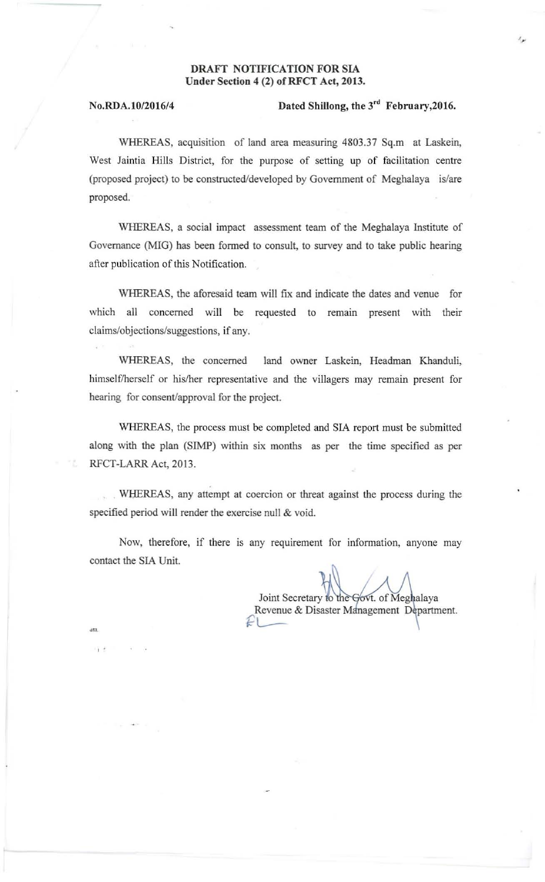**DRAFT NOTIFICATION FOR SIA**
**Under Section 4 (2) of RFCT Act, 2013.**

**No.RDA.10/2016/4** **Dated Shillong, the 3rd February,2016.**

WHEREAS, acquisition of land area measuring 4803.37 Sq.m at Laskein, West Jaintia Hills District, for the purpose of setting up of facilitation centre (proposed project) to be constructed/developed by Government of Meghalaya is/are proposed.

WHEREAS, a social impact assessment team of the Meghalaya Institute of Governance (MIG) has been formed to consult, to survey and to take public hearing after publication of this Notification.

WHEREAS, the aforesaid team will fix and indicate the dates and venue for which all concerned will be requested to remain present with their claims/objections/suggestions, if any.

WHEREAS, the concerned land owner Laskein, Headman Khanduli, himself/herself or his/her representative and the villagers may remain present for hearing for consent/approval for the project.

WHEREAS, the process must be completed and SIA report must be submitted along with the plan (SIMP) within six months as per the time specified as per RFCT-LARR Act, 2013.

WHEREAS, any attempt at coercion or threat against the process during the specified period will render the exercise null & void.

Now, therefore, if there is any requirement for information, anyone may contact the SIA Unit.

Joint Secretary to the Govt. of Meghalaya
Revenue & Disaster Management Department.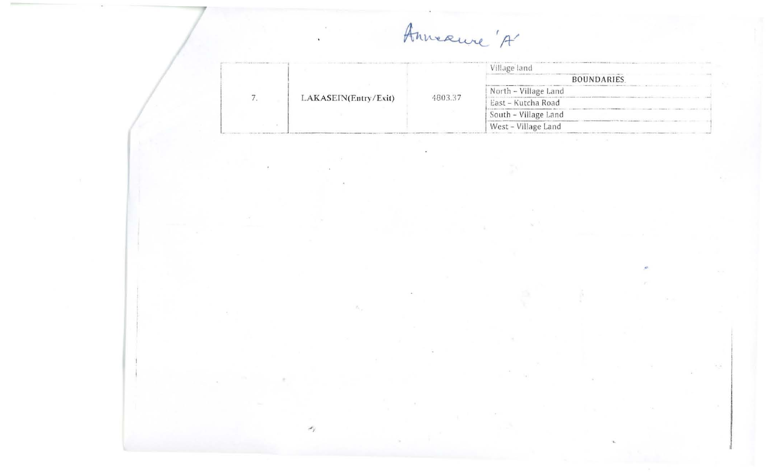Annexure 'A'

| | | | |
|---|---|---|---|
| 7. | LAKASEIN(Entry/Exit) | 4803.37 | Village land |
| | | | BOUNDARIES |
| | | | North – Village Land |
| | | | East – Kutcha Road |
| | | | South – Village Land |
| | | | West – Village Land |